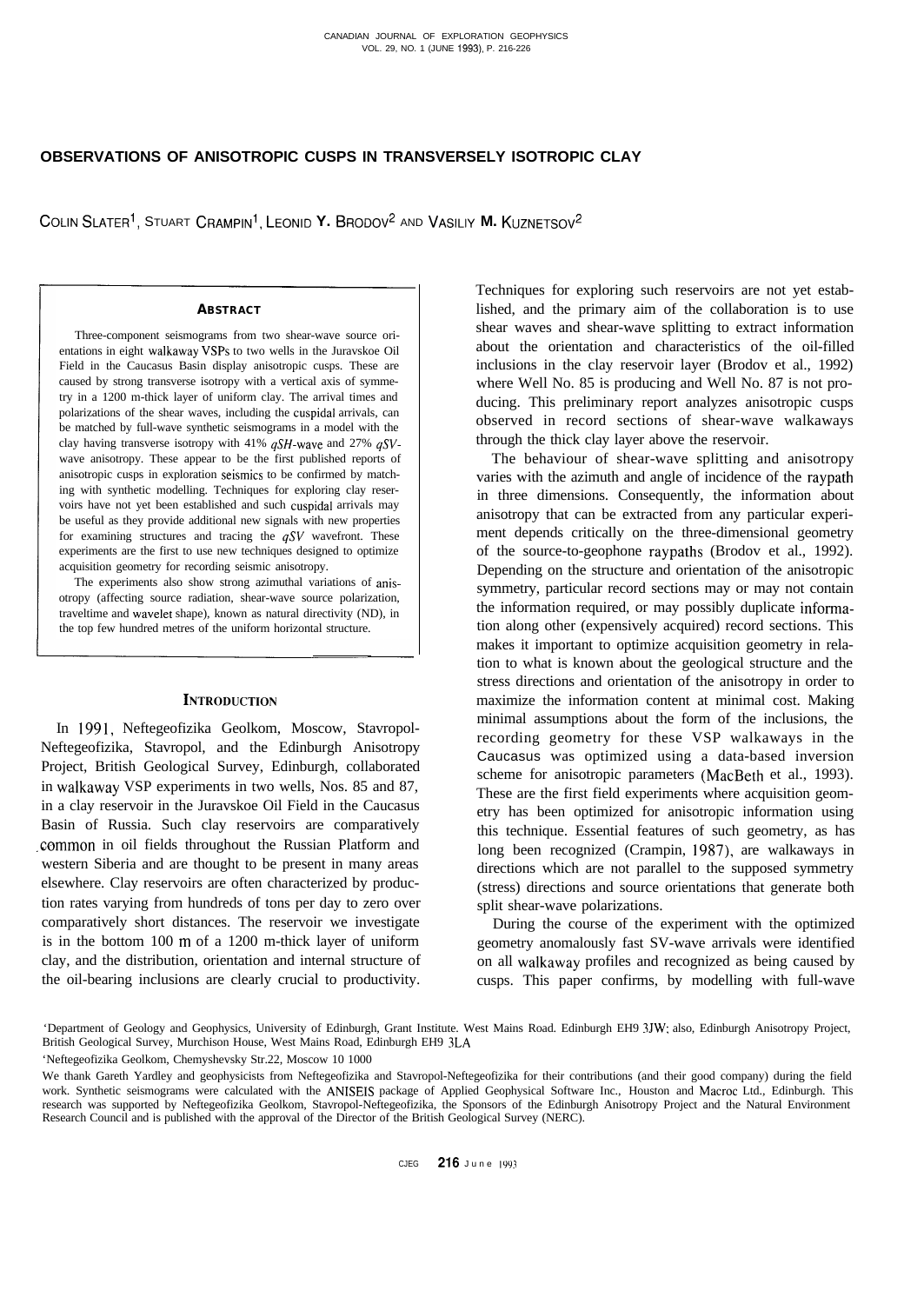# OBSERVATIONS OF ANISOTROPIC CUSPS IN TRANSVERSELY ISOTROPIC CLAY

COLIN SLATER[1], STUART CRAMPIN[1], LEONID Y. BRODOV[2] AND VASILIY M. KUZNETSOV[2]

## ABSTRACT

Three-component seismograms from two shear-wave source orientations in eight walkaway VSPs to two wells in the Juravskoe Oil Field in the Caucasus Basin display anisotropic cusps. These are caused by strong transverse isotropy with a vertical axis of symmetry in a 1200 m-thick layer of uniform clay. The arrival times and polarizations of the shear waves, including the cuspidal arrivals, can be matched by full-wave synthetic seismograms in a model with the clay having transverse isotropy with 41% *qSH*-wave and 27% *qSV*-wave anisotropy. These appear to be the first published reports of anisotropic cusps in exploration seismics to be confirmed by matching with synthetic modelling. Techniques for exploring clay reservoirs have not yet been established and such cuspidal arrivals may be useful as they provide additional new signals with new properties for examining structures and tracing the *qSV* wavefront. These experiments are the first to use new techniques designed to optimize acquisition geometry for recording seismic anisotropy.

The experiments also show strong azimuthal variations of anisotropy (affecting source radiation, shear-wave source polarization, traveltime and wavelet shape), known as natural directivity (ND), in the top few hundred metres of the uniform horizontal structure.

## INTRODUCTION

In 1991, Neftegeofizika Geolkom, Moscow, Stavropol-Neftegeofizika, Stavropol, and the Edinburgh Anisotropy Project, British Geological Survey, Edinburgh, collaborated in walkaway VSP experiments in two wells, Nos. 85 and 87, in a clay reservoir in the Juravskoe Oil Field in the Caucasus Basin of Russia. Such clay reservoirs are comparatively common in oil fields throughout the Russian Platform and western Siberia and are thought to be present in many areas elsewhere. Clay reservoirs are often characterized by production rates varying from hundreds of tons per day to zero over comparatively short distances. The reservoir we investigate is in the bottom 100 m of a 1200 m-thick layer of uniform clay, and the distribution, orientation and internal structure of the oil-bearing inclusions are clearly crucial to productivity. Techniques for exploring such reservoirs are not yet established, and the primary aim of the collaboration is to use shear waves and shear-wave splitting to extract information about the orientation and characteristics of the oil-filled inclusions in the clay reservoir layer (Brodov et al., 1992) where Well No. 85 is producing and Well No. 87 is not producing. This preliminary report analyzes anisotropic cusps observed in record sections of shear-wave walkaways through the thick clay layer above the reservoir.

The behaviour of shear-wave splitting and anisotropy varies with the azimuth and angle of incidence of the raypath in three dimensions. Consequently, the information about anisotropy that can be extracted from any particular experiment depends critically on the three-dimensional geometry of the source-to-geophone raypaths (Brodov et al., 1992). Depending on the structure and orientation of the anisotropic symmetry, particular record sections may or may not contain the information required, or may possibly duplicate information along other (expensively acquired) record sections. This makes it important to optimize acquisition geometry in relation to what is known about the geological structure and the stress directions and orientation of the anisotropy in order to maximize the information content at minimal cost. Making minimal assumptions about the form of the inclusions, the recording geometry for these VSP walkaways in the Caucasus was optimized using a data-based inversion scheme for anisotropic parameters (MacBeth et al., 1993). These are the first field experiments where acquisition geometry has been optimized for anisotropic information using this technique. Essential features of such geometry, as has long been recognized (Crampin, 1987), are walkaways in directions which are not parallel to the supposed symmetry (stress) directions and source orientations that generate both split shear-wave polarizations.

During the course of the experiment with the optimized geometry anomalously fast SV-wave arrivals were identified on all walkaway profiles and recognized as being caused by cusps. This paper confirms, by modelling with full-wave

[1]Department of Geology and Geophysics, University of Edinburgh, Grant Institute. West Mains Road. Edinburgh EH9 3JW; also, Edinburgh Anisotropy Project, British Geological Survey, Murchison House, West Mains Road, Edinburgh EH9 3LA

[2]Neftegeofizika Geolkom, Chemyshevsky Str.22, Moscow 10 1000

We thank Gareth Yardley and geophysicists from Neftegeofizika and Stavropol-Neftegeofizika for their contributions (and their good company) during the field work. Synthetic seismograms were calculated with the ANISEIS package of Applied Geophysical Software Inc., Houston and Macroc Ltd., Edinburgh. This research was supported by Neftegeofizika Geolkom, Stavropol-Neftegeofizika, the Sponsors of the Edinburgh Anisotropy Project and the Natural Environment Research Council and is published with the approval of the Director of the British Geological Survey (NERC).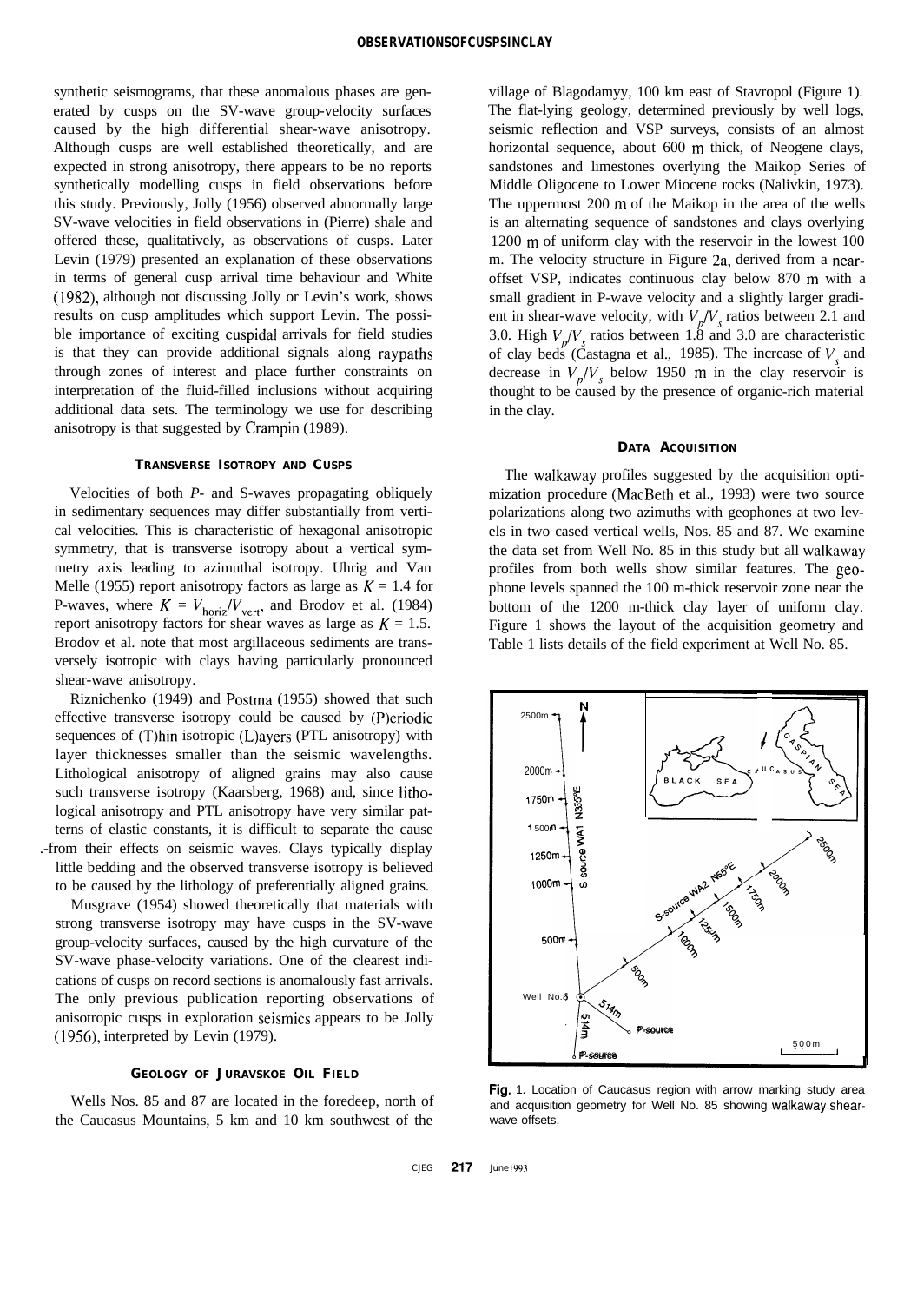synthetic seismograms, that these anomalous phases are generated by cusps on the SV-wave group-velocity surfaces caused by the high differential shear-wave anisotropy. Although cusps are well established theoretically, and are expected in strong anisotropy, there appears to be no reports synthetically modelling cusps in field observations before this study. Previously, Jolly (1956) observed abnormally large SV-wave velocities in field observations in (Pierre) shale and offered these, qualitatively, as observations of cusps. Later Levin (1979) presented an explanation of these observations in terms of general cusp arrival time behaviour and White (1982), although not discussing Jolly or Levin's work, shows results on cusp amplitudes which support Levin. The possible importance of exciting cuspidal arrivals for field studies is that they can provide additional signals along raypaths through zones of interest and place further constraints on interpretation of the fluid-filled inclusions without acquiring additional data sets. The terminology we use for describing anisotropy is that suggested by Crampin (1989).

## TRANSVERSE ISOTROPY AND CUSPS

Velocities of both *P*- and S-waves propagating obliquely in sedimentary sequences may differ substantially from vertical velocities. This is characteristic of hexagonal anisotropic symmetry, that is transverse isotropy about a vertical symmetry axis leading to azimuthal isotropy. Uhrig and Van Melle (1955) report anisotropy factors as large as $K = 1.4$ for P-waves, where $K = V_{\text{horiz}}/V_{\text{vert}}$, and Brodov et al. (1984) report anisotropy factors for shear waves as large as $K = 1.5$. Brodov et al. note that most argillaceous sediments are transversely isotropic with clays having particularly pronounced shear-wave anisotropy.

Riznichenko (1949) and Postma (1955) showed that such effective transverse isotropy could be caused by (P)eriodic sequences of (T)hin isotropic (L)ayers (PTL anisotropy) with layer thicknesses smaller than the seismic wavelengths. Lithological anisotropy of aligned grains may also cause such transverse isotropy (Kaarsberg, 1968) and, since lithological anisotropy and PTL anisotropy have very similar patterns of elastic constants, it is difficult to separate the cause from their effects on seismic waves. Clays typically display little bedding and the observed transverse isotropy is believed to be caused by the lithology of preferentially aligned grains.

Musgrave (1954) showed theoretically that materials with strong transverse isotropy may have cusps in the SV-wave group-velocity surfaces, caused by the high curvature of the SV-wave phase-velocity variations. One of the clearest indications of cusps on record sections is anomalously fast arrivals. The only previous publication reporting observations of anisotropic cusps in exploration seismics appears to be Jolly (1956), interpreted by Levin (1979).

## GEOLOGY OF JURAVSKOE OIL FIELD

Wells Nos. 85 and 87 are located in the foredeep, north of the Caucasus Mountains, 5 km and 10 km southwest of the village of Blagodamyy, 100 km east of Stavropol (Figure 1). The flat-lying geology, determined previously by well logs, seismic reflection and VSP surveys, consists of an almost horizontal sequence, about 600 m thick, of Neogene clays, sandstones and limestones overlying the Maikop Series of Middle Oligocene to Lower Miocene rocks (Nalivkin, 1973). The uppermost 200 m of the Maikop in the area of the wells is an alternating sequence of sandstones and clays overlying 1200 m of uniform clay with the reservoir in the lowest 100 m. The velocity structure in Figure 2a, derived from a near-offset VSP, indicates continuous clay below 870 m with a small gradient in P-wave velocity and a slightly larger gradient in shear-wave velocity, with $V_p/V_s$ ratios between 2.1 and 3.0. High $V_p/V_s$ ratios between 1.8 and 3.0 are characteristic of clay beds (Castagna et al., 1985). The increase of $V_s$ and decrease in $V_p/V_s$ below 1950 m in the clay reservoir is thought to be caused by the presence of organic-rich material in the clay.

## DATA ACQUISITION

The walkaway profiles suggested by the acquisition optimization procedure (MacBeth et al., 1993) were two source polarizations along two azimuths with geophones at two levels in two cased vertical wells, Nos. 85 and 87. We examine the data set from Well No. 85 in this study but all walkaway profiles from both wells show similar features. The geophone levels spanned the 100 m-thick reservoir zone near the bottom of the 1200 m-thick clay layer of uniform clay. Figure 1 shows the layout of the acquisition geometry and Table 1 lists details of the field experiment at Well No. 85.

Fig. 1. Location of Caucasus region with arrow marking study area and acquisition geometry for Well No. 85 showing walkaway shear-wave offsets.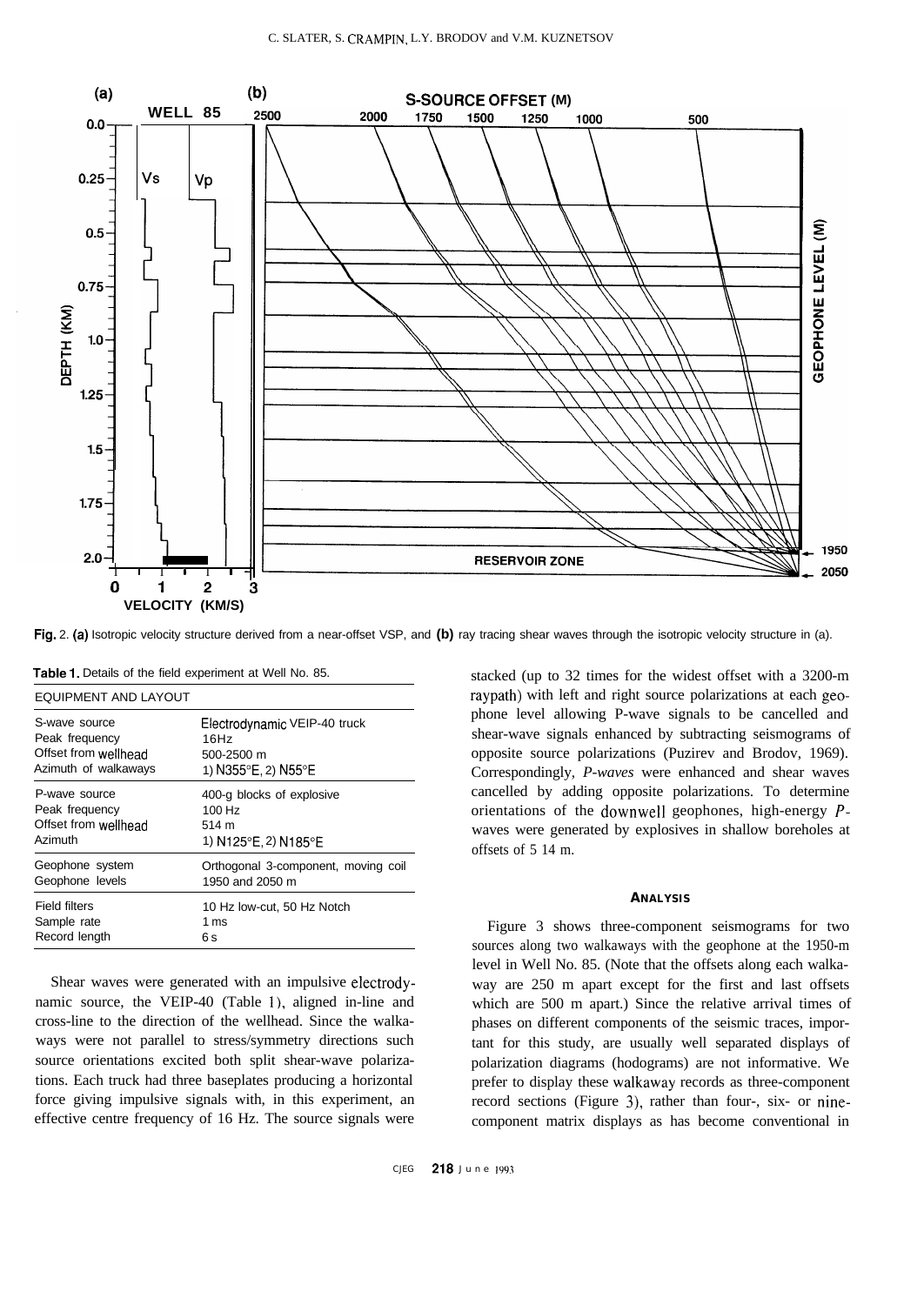Fig. 2. **(a)** Isotropic velocity structure derived from a near-offset VSP, and **(b)** ray tracing shear waves through the isotropic velocity structure in (a).

**Table 1.** Details of the field experiment at Well No. 85.

| EQUIPMENT AND LAYOUT | |
|---|---|
| S-wave source | Electrodynamic VEIP-40 truck |
| Peak frequency | 16Hz |
| Offset from wellhead | 500-2500 m |
| Azimuth of walkaways | 1) N355°E, 2) N55°E |
| P-wave source | 400-g blocks of explosive |
| Peak frequency | 100 Hz |
| Offset from wellhead | 514 m |
| Azimuth | 1) N125°E, 2) N185°E |
| Geophone system | Orthogonal 3-component, moving coil |
| Geophone levels | 1950 and 2050 m |
| Field filters | 10 Hz low-cut, 50 Hz Notch |
| Sample rate | 1 ms |
| Record length | 6 s |

Shear waves were generated with an impulsive electrodynamic source, the VEIP-40 (Table 1), aligned in-line and cross-line to the direction of the wellhead. Since the walkaways were not parallel to stress/symmetry directions such source orientations excited both split shear-wave polarizations. Each truck had three baseplates producing a horizontal force giving impulsive signals with, in this experiment, an effective centre frequency of 16 Hz. The source signals were stacked (up to 32 times for the widest offset with a 3200-m raypath) with left and right source polarizations at each geophone level allowing P-wave signals to be cancelled and shear-wave signals enhanced by subtracting seismograms of opposite source polarizations (Puzirev and Brodov, 1969). Correspondingly, *P-waves* were enhanced and shear waves cancelled by adding opposite polarizations. To determine orientations of the downwell geophones, high-energy *P*-waves were generated by explosives in shallow boreholes at offsets of 5 14 m.

## ANALYSIS

Figure 3 shows three-component seismograms for two sources along two walkaways with the geophone at the 1950-m level in Well No. 85. (Note that the offsets along each walkaway are 250 m apart except for the first and last offsets which are 500 m apart.) Since the relative arrival times of phases on different components of the seismic traces, important for this study, are usually well separated displays of polarization diagrams (hodograms) are not informative. We prefer to display these walkaway records as three-component record sections (Figure 3), rather than four-, six- or nine-component matrix displays as has become conventional in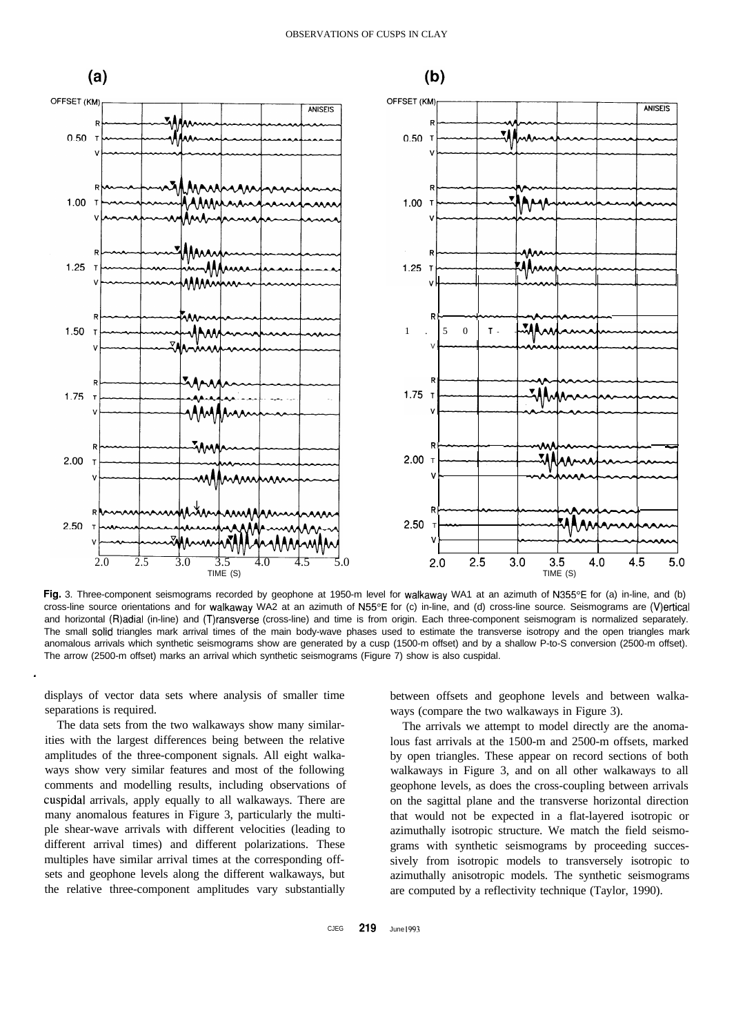**Fig.** 3. Three-component seismograms recorded by geophone at 1950-m level for walkaway WA1 at an azimuth of N355°E for (a) in-line, and (b) cross-line source orientations and for walkaway WA2 at an azimuth of N55°E for (c) in-line, and (d) cross-line source. Seismograms are (V)ertical and horizontal (R)adial (in-line) and (T)ransverse (cross-line) and time is from origin. Each three-component seismogram is normalized separately. The small solid triangles mark arrival times of the main body-wave phases used to estimate the transverse isotropy and the open triangles mark anomalous arrivals which synthetic seismograms show are generated by a cusp (1500-m offset) and by a shallow P-to-S conversion (2500-m offset). The arrow (2500-m offset) marks an arrival which synthetic seismograms (Figure 7) show is also cuspidal.

displays of vector data sets where analysis of smaller time separations is required.

The data sets from the two walkaways show many similarities with the largest differences being between the relative amplitudes of the three-component signals. All eight walkaways show very similar features and most of the following comments and modelling results, including observations of cuspidal arrivals, apply equally to all walkaways. There are many anomalous features in Figure 3, particularly the multiple shear-wave arrivals with different velocities (leading to different arrival times) and different polarizations. These multiples have similar arrival times at the corresponding offsets and geophone levels along the different walkaways, but the relative three-component amplitudes vary substantially between offsets and geophone levels and between walkaways (compare the two walkaways in Figure 3).

The arrivals we attempt to model directly are the anomalous fast arrivals at the 1500-m and 2500-m offsets, marked by open triangles. These appear on record sections of both walkaways in Figure 3, and on all other walkaways to all geophone levels, as does the cross-coupling between arrivals on the sagittal plane and the transverse horizontal direction that would not be expected in a flat-layered isotropic or azimuthally isotropic structure. We match the field seismograms with synthetic seismograms by proceeding successively from isotropic models to transversely isotropic to azimuthally anisotropic models. The synthetic seismograms are computed by a reflectivity technique (Taylor, 1990).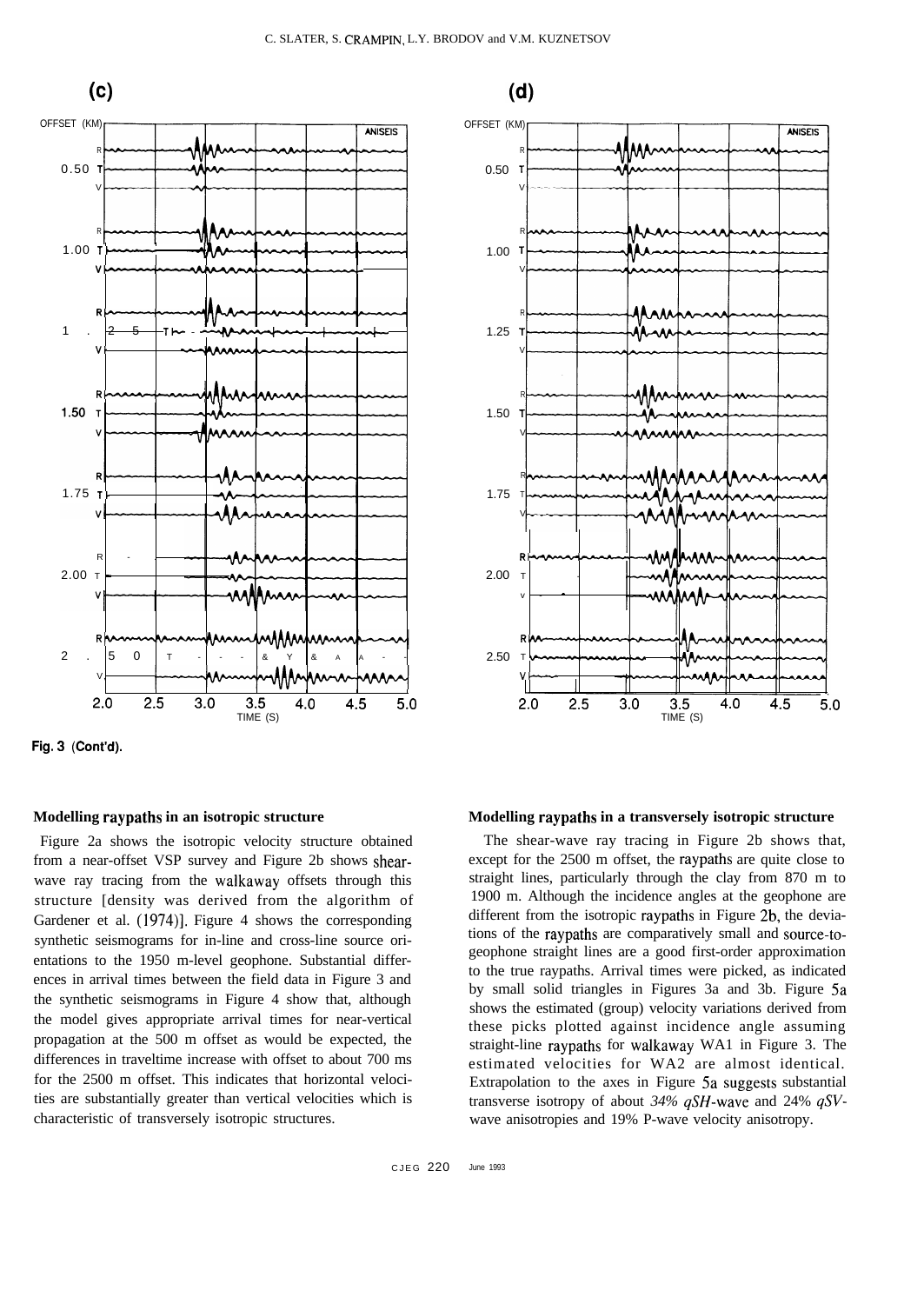Fig. 3 (Cont'd).

### Modelling raypaths in an isotropic structure

Figure 2a shows the isotropic velocity structure obtained from a near-offset VSP survey and Figure 2b shows shear-wave ray tracing from the walkaway offsets through this structure [density was derived from the algorithm of Gardener et al. (1974)]. Figure 4 shows the corresponding synthetic seismograms for in-line and cross-line source orientations to the 1950 m-level geophone. Substantial differences in arrival times between the field data in Figure 3 and the synthetic seismograms in Figure 4 show that, although the model gives appropriate arrival times for near-vertical propagation at the 500 m offset as would be expected, the differences in traveltime increase with offset to about 700 ms for the 2500 m offset. This indicates that horizontal velocities are substantially greater than vertical velocities which is characteristic of transversely isotropic structures.

### Modelling raypaths in a transversely isotropic structure

The shear-wave ray tracing in Figure 2b shows that, except for the 2500 m offset, the raypaths are quite close to straight lines, particularly through the clay from 870 m to 1900 m. Although the incidence angles at the geophone are different from the isotropic raypaths in Figure 2b, the deviations of the raypaths are comparatively small and source-to-geophone straight lines are a good first-order approximation to the true raypaths. Arrival times were picked, as indicated by small solid triangles in Figures 3a and 3b. Figure 5a shows the estimated (group) velocity variations derived from these picks plotted against incidence angle assuming straight-line raypaths for walkaway WA1 in Figure 3. The estimated velocities for WA2 are almost identical. Extrapolation to the axes in Figure 5a suggests substantial transverse isotropy of about *34% qSH*-wave and 24% *qSV*-wave anisotropies and 19% P-wave velocity anisotropy.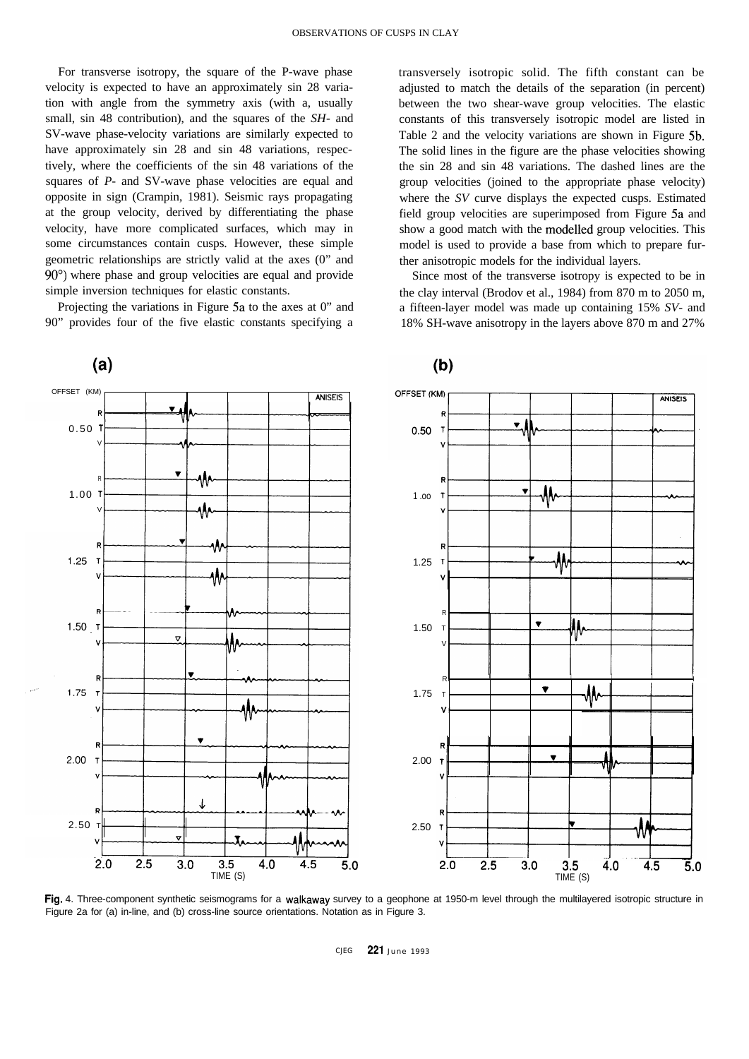For transverse isotropy, the square of the P-wave phase velocity is expected to have an approximately sin 2θ variation with angle from the symmetry axis (with a, usually small, sin 4θ contribution), and the squares of the *SH*- and SV-wave phase-velocity variations are similarly expected to have approximately sin 2θ and sin 4θ variations, respectively, where the coefficients of the sin 4θ variations of the squares of *P*- and SV-wave phase velocities are equal and opposite in sign (Crampin, 1981). Seismic rays propagating at the group velocity, derived by differentiating the phase velocity, have more complicated surfaces, which may in some circumstances contain cusps. However, these simple geometric relationships are strictly valid at the axes (0° and 90°) where phase and group velocities are equal and provide simple inversion techniques for elastic constants.

Projecting the variations in Figure 5a to the axes at 0° and 90° provides four of the five elastic constants specifying a transversely isotropic solid. The fifth constant can be adjusted to match the details of the separation (in percent) between the two shear-wave group velocities. The elastic constants of this transversely isotropic model are listed in Table 2 and the velocity variations are shown in Figure 5b. The solid lines in the figure are the phase velocities showing the sin 2θ and sin 4θ variations. The dashed lines are the group velocities (joined to the appropriate phase velocity) where the *SV* curve displays the expected cusps. Estimated field group velocities are superimposed from Figure 5a and show a good match with the modelled group velocities. This model is used to provide a base from which to prepare further anisotropic models for the individual layers.

Since most of the transverse isotropy is expected to be in the clay interval (Brodov et al., 1984) from 870 m to 2050 m, a fifteen-layer model was made up containing 15% *SV*- and 18% SH-wave anisotropy in the layers above 870 m and 27%

**Fig.** 4. Three-component synthetic seismograms for a walkaway survey to a geophone at 1950-m level through the multilayered isotropic structure in Figure 2a for (a) in-line, and (b) cross-line source orientations. Notation as in Figure 3.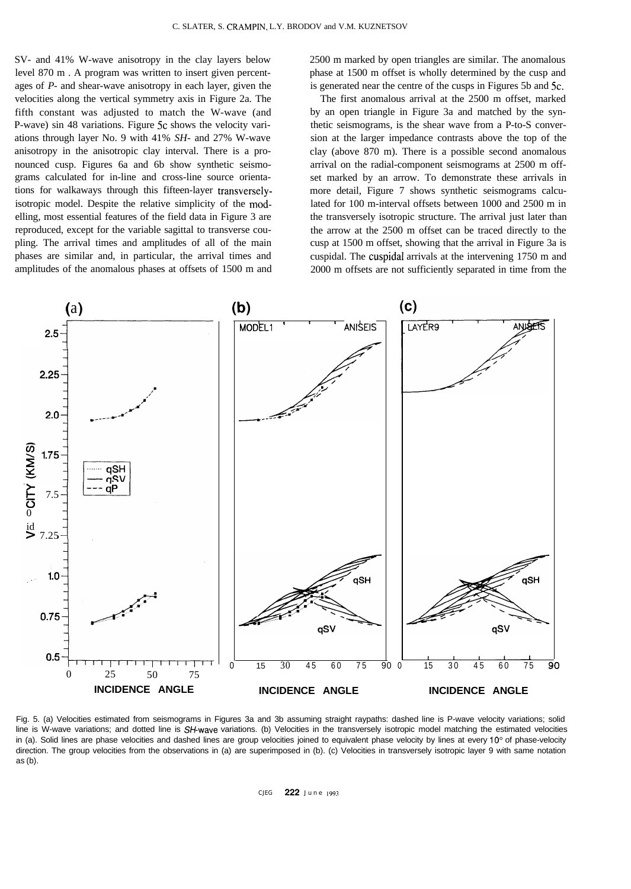SV- and 41% W-wave anisotropy in the clay layers below level 870 m . A program was written to insert given percentages of *P*- and shear-wave anisotropy in each layer, given the velocities along the vertical symmetry axis in Figure 2a. The fifth constant was adjusted to match the W-wave (and P-wave) sin 48 variations. Figure 5c shows the velocity variations through layer No. 9 with 41% *SH*- and 27% W-wave anisotropy in the anisotropic clay interval. There is a pronounced cusp. Figures 6a and 6b show synthetic seismograms calculated for in-line and cross-line source orientations for walkaways through this fifteen-layer transversely-isotropic model. Despite the relative simplicity of the modelling, most essential features of the field data in Figure 3 are reproduced, except for the variable sagittal to transverse coupling. The arrival times and amplitudes of all of the main phases are similar and, in particular, the arrival times and amplitudes of the anomalous phases at offsets of 1500 m and 2500 m marked by open triangles are similar. The anomalous phase at 1500 m offset is wholly determined by the cusp and is generated near the centre of the cusps in Figures 5b and 5c.

The first anomalous arrival at the 2500 m offset, marked by an open triangle in Figure 3a and matched by the synthetic seismograms, is the shear wave from a P-to-S conversion at the larger impedance contrasts above the top of the clay (above 870 m). There is a possible second anomalous arrival on the radial-component seismograms at 2500 m offset marked by an arrow. To demonstrate these arrivals in more detail, Figure 7 shows synthetic seismograms calculated for 100 m-interval offsets between 1000 and 2500 m in the transversely isotropic structure. The arrival just later than the arrow at the 2500 m offset can be traced directly to the cusp at 1500 m offset, showing that the arrival in Figure 3a is cuspidal. The cuspidal arrivals at the intervening 1750 m and 2000 m offsets are not sufficiently separated in time from the

Fig. 5. (a) Velocities estimated from seismograms in Figures 3a and 3b assuming straight raypaths: dashed line is P-wave velocity variations; solid line is W-wave variations; and dotted line is *SH*-wave variations. (b) Velocities in the transversely isotropic model matching the estimated velocities in (a). Solid lines are phase velocities and dashed lines are group velocities joined to equivalent phase velocity by lines at every 10° of phase-velocity direction. The group velocities from the observations in (a) are superimposed in (b). (c) Velocities in transversely isotropic layer 9 with same notation as (b).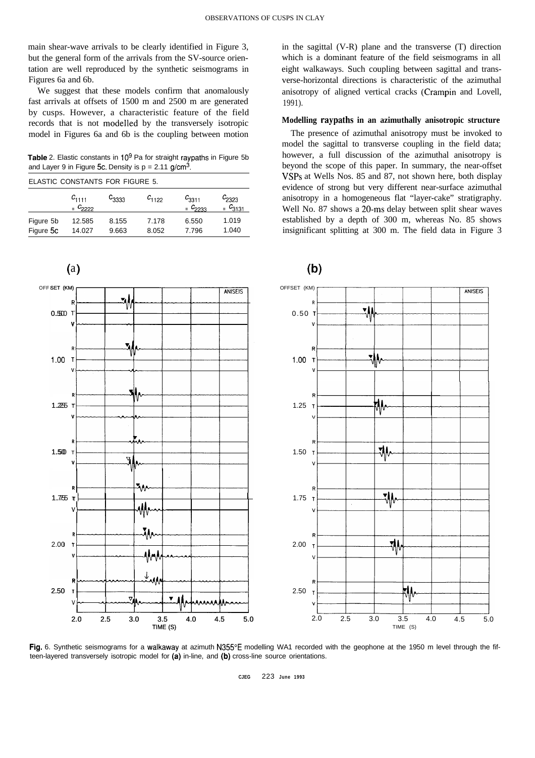main shear-wave arrivals to be clearly identified in Figure 3, but the general form of the arrivals from the SV-source orientation are well reproduced by the synthetic seismograms in Figures 6a and 6b.

We suggest that these models confirm that anomalously fast arrivals at offsets of 1500 m and 2500 m are generated by cusps. However, a characteristic feature of the field records that is not modelled by the transversely isotropic model in Figures 6a and 6b is the coupling between motion in the sagittal (V-R) plane and the transverse (T) direction which is a dominant feature of the field seismograms in all eight walkaways. Such coupling between sagittal and transverse-horizontal directions is characteristic of the azimuthal anisotropy of aligned vertical cracks (Crampin and Lovell, 1991).

**Table** 2. Elastic constants in $10^9$ Pa for straight raypaths in Figure 5b and Layer 9 in Figure 5c. Density is $\rho$ = 2.11 g/cm$^3$.

ELASTIC CONSTANTS FOR FIGURE 5.

| | $C_{1111} = C_{2222}$ | $C_{3333}$ | $C_{1122}$ | $C_{3311} = C_{2233}$ | $C_{2323} = C_{3131}$ |
|---|---|---|---|---|---|
| Figure 5b | 12.585 | 8.155 | 7.178 | 6.550 | 1.019 |
| Figure 5c | 14.027 | 9.663 | 8.052 | 7.796 | 1.040 |

### Modelling raypaths in an azimuthally anisotropic structure

The presence of azimuthal anisotropy must be invoked to model the sagittal to transverse coupling in the field data; however, a full discussion of the azimuthal anisotropy is beyond the scope of this paper. In summary, the near-offset VSPs at Wells Nos. 85 and 87, not shown here, both display evidence of strong but very different near-surface azimuthal anisotropy in a homogeneous flat "layer-cake" stratigraphy. Well No. 87 shows a 20-ms delay between split shear waves established by a depth of 300 m, whereas No. 85 shows insignificant splitting at 300 m. The field data in Figure 3

**Fig.** 6. Synthetic seismograms for a walkaway at azimuth N355°E modelling WA1 recorded with the geophone at the 1950 m level through the fifteen-layered transversely isotropic model for **(a)** in-line, and **(b)** cross-line source orientations.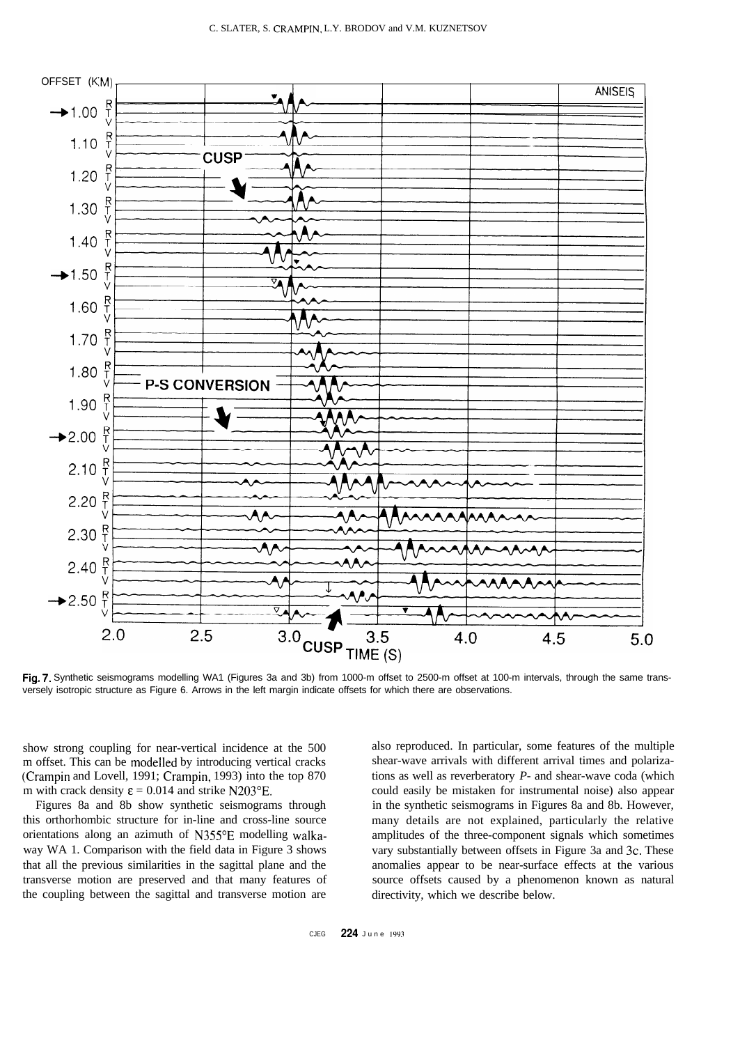Fig. 7. Synthetic seismograms modelling WA1 (Figures 3a and 3b) from 1000-m offset to 2500-m offset at 100-m intervals, through the same transversely isotropic structure as Figure 6. Arrows in the left margin indicate offsets for which there are observations.

show strong coupling for near-vertical incidence at the 500 m offset. This can be modelled by introducing vertical cracks (Crampin and Lovell, 1991; Crampin, 1993) into the top 870 m with crack density $\varepsilon = 0.014$ and strike N203°E.

Figures 8a and 8b show synthetic seismograms through this orthorhombic structure for in-line and cross-line source orientations along an azimuth of N355°E modelling walkaway WA 1. Comparison with the field data in Figure 3 shows that all the previous similarities in the sagittal plane and the transverse motion are preserved and that many features of the coupling between the sagittal and transverse motion are also reproduced. In particular, some features of the multiple shear-wave arrivals with different arrival times and polarizations as well as reverberatory *P*- and shear-wave coda (which could easily be mistaken for instrumental noise) also appear in the synthetic seismograms in Figures 8a and 8b. However, many details are not explained, particularly the relative amplitudes of the three-component signals which sometimes vary substantially between offsets in Figure 3a and 3c. These anomalies appear to be near-surface effects at the various source offsets caused by a phenomenon known as natural directivity, which we describe below.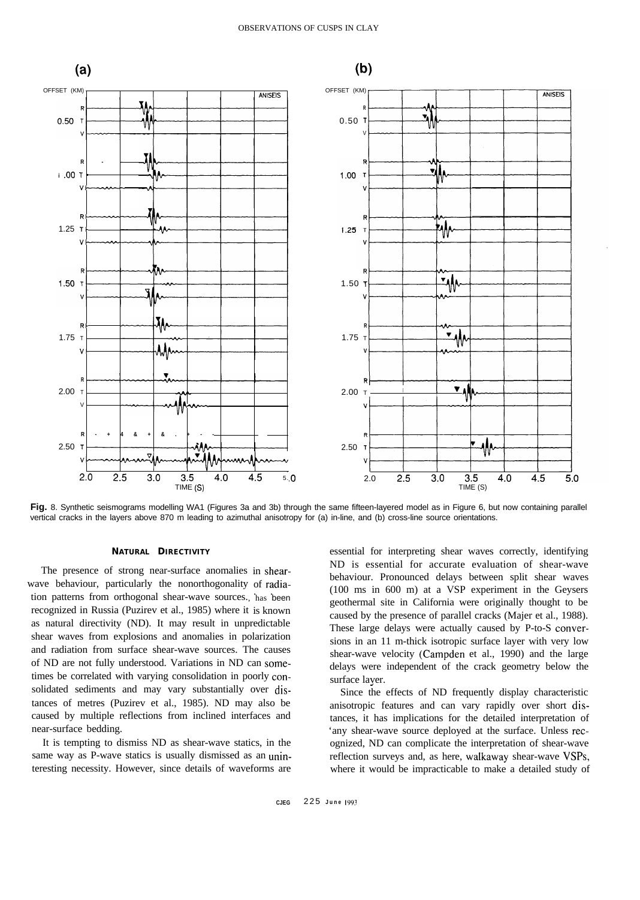Fig. 8. Synthetic seismograms modelling WA1 (Figures 3a and 3b) through the same fifteen-layered model as in Figure 6, but now containing parallel vertical cracks in the layers above 870 m leading to azimuthal anisotropy for (a) in-line, and (b) cross-line source orientations.

## NATURAL DIRECTIVITY

The presence of strong near-surface anomalies in shear-wave behaviour, particularly the nonorthogonality of radiation patterns from orthogonal shear-wave sources, has been recognized in Russia (Puzirev et al., 1985) where it is known as natural directivity (ND). It may result in unpredictable shear waves from explosions and anomalies in polarization and radiation from surface shear-wave sources. The causes of ND are not fully understood. Variations in ND can sometimes be correlated with varying consolidation in poorly consolidated sediments and may vary substantially over distances of metres (Puzirev et al., 1985). ND may also be caused by multiple reflections from inclined interfaces and near-surface bedding.

It is tempting to dismiss ND as shear-wave statics, in the same way as P-wave statics is usually dismissed as an uninteresting necessity. However, since details of waveforms are essential for interpreting shear waves correctly, identifying ND is essential for accurate evaluation of shear-wave behaviour. Pronounced delays between split shear waves (100 ms in 600 m) at a VSP experiment in the Geysers geothermal site in California were originally thought to be caused by the presence of parallel cracks (Majer et al., 1988). These large delays were actually caused by P-to-S conversions in an 11 m-thick isotropic surface layer with very low shear-wave velocity (Campden et al., 1990) and the large delays were independent of the crack geometry below the surface layer.

Since the effects of ND frequently display characteristic anisotropic features and can vary rapidly over short distances, it has implications for the detailed interpretation of any shear-wave source deployed at the surface. Unless recognized, ND can complicate the interpretation of shear-wave reflection surveys and, as here, walkaway shear-wave VSPs, where it would be impracticable to make a detailed study of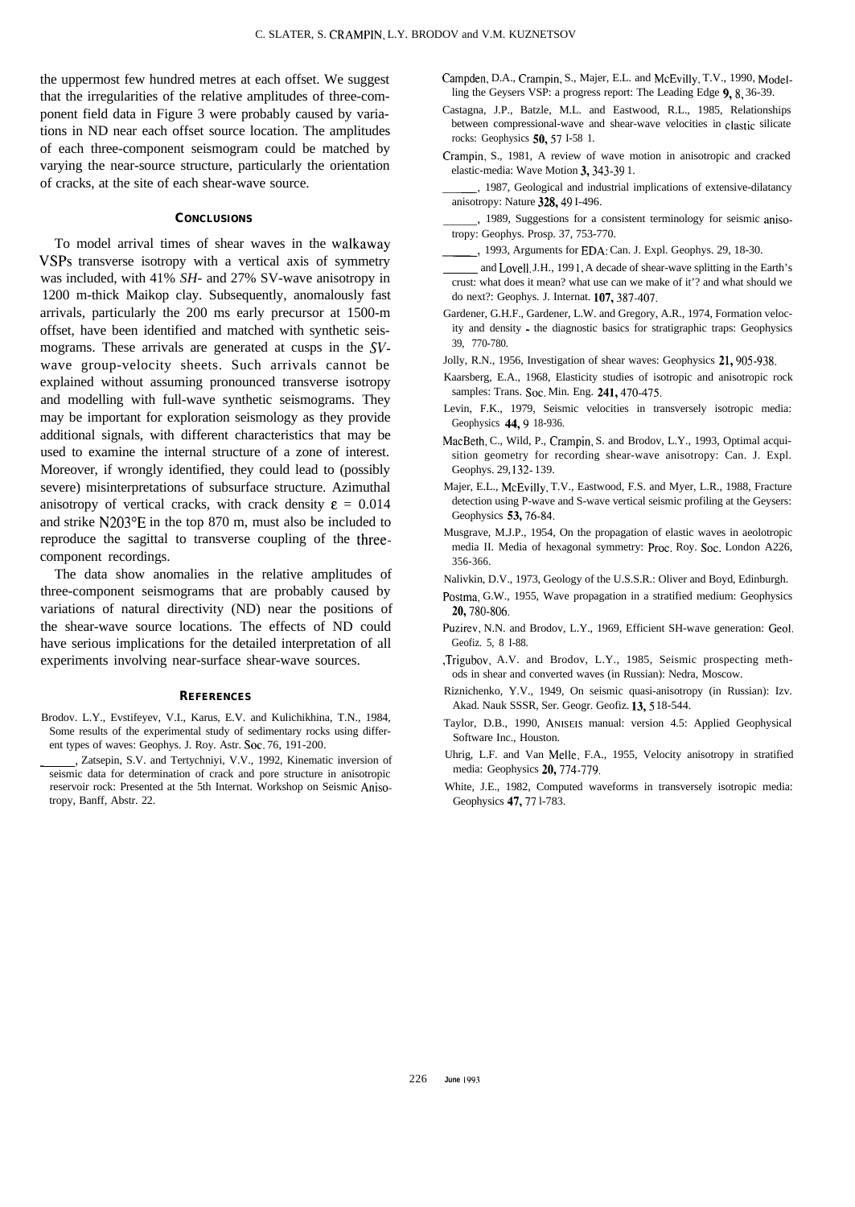the uppermost few hundred metres at each offset. We suggest that the irregularities of the relative amplitudes of three-component field data in Figure 3 were probably caused by variations in ND near each offset source location. The amplitudes of each three-component seismogram could be matched by varying the near-source structure, particularly the orientation of cracks, at the site of each shear-wave source.

## CONCLUSIONS

To model arrival times of shear waves in the walkaway VSPs transverse isotropy with a vertical axis of symmetry was included, with 41% *SH*- and 27% SV-wave anisotropy in 1200 m-thick Maikop clay. Subsequently, anomalously fast arrivals, particularly the 200 ms early precursor at 1500-m offset, have been identified and matched with synthetic seismograms. These arrivals are generated at cusps in the *SV*-wave group-velocity sheets. Such arrivals cannot be explained without assuming pronounced transverse isotropy and modelling with full-wave synthetic seismograms. They may be important for exploration seismology as they provide additional signals, with different characteristics that may be used to examine the internal structure of a zone of interest. Moreover, if wrongly identified, they could lead to (possibly severe) misinterpretations of subsurface structure. Azimuthal anisotropy of vertical cracks, with crack density $\varepsilon$ = 0.014 and strike N203°E in the top 870 m, must also be included to reproduce the sagittal to transverse coupling of the three-component recordings.

The data show anomalies in the relative amplitudes of three-component seismograms that are probably caused by variations of natural directivity (ND) near the positions of the shear-wave source locations. The effects of ND could have serious implications for the detailed interpretation of all experiments involving near-surface shear-wave sources.

## REFERENCES

Brodov. L.Y., Evstifeyev, V.I., Karus, E.V. and Kulichikhina, T.N., 1984, Some results of the experimental study of sedimentary rocks using different types of waves: Geophys. J. Roy. Astr. Soc. 76, 191-200.

\_\_\_\_\_\_, Zatsepin, S.V. and Tertychniyi, V.V., 1992, Kinematic inversion of seismic data for determination of crack and pore structure in anisotropic reservoir rock: Presented at the 5th Internat. Workshop on Seismic Anisotropy, Banff, Abstr. 22.

Campden, D.A., Crampin, S., Majer, E.L. and McEvilly, T.V., 1990, Modelling the Geysers VSP: a progress report: The Leading Edge **9**, 8, 36-39.

Castagna, J.P., Batzle, M.L. and Eastwood, R.L., 1985, Relationships between compressional-wave and shear-wave velocities in clastic silicate rocks: Geophysics **50**, 571-581.

Crampin, S., 1981, A review of wave motion in anisotropic and cracked elastic-media: Wave Motion **3**, 343-391.

\_\_\_\_\_\_, 1987, Geological and industrial implications of extensive-dilatancy anisotropy: Nature **328**, 491-496.

\_\_\_\_\_\_, 1989, Suggestions for a consistent terminology for seismic anisotropy: Geophys. Prosp. 37, 753-770.

\_\_\_\_\_\_, 1993, Arguments for EDA: Can. J. Expl. Geophys. 29, 18-30.

\_\_\_\_\_\_ and Lovell, J.H., 1991, A decade of shear-wave splitting in the Earth's crust: what does it mean? what use can we make of it'? and what should we do next?: Geophys. J. Internat. **107**, 387-407.

Gardener, G.H.F., Gardener, L.W. and Gregory, A.R., 1974, Formation velocity and density - the diagnostic basics for stratigraphic traps: Geophysics 39, 770-780.

Jolly, R.N., 1956, Investigation of shear waves: Geophysics **21**, 905-938.

Kaarsberg, E.A., 1968, Elasticity studies of isotropic and anisotropic rock samples: Trans. Soc. Min. Eng. **241**, 470-475.

Levin, F.K., 1979, Seismic velocities in transversely isotropic media: Geophysics **44**, 918-936.

MacBeth, C., Wild, P., Crampin, S. and Brodov, L.Y., 1993, Optimal acquisition geometry for recording shear-wave anisotropy: Can. J. Expl. Geophs. 29, 132-139.

Majer, E.L., McEvilly, T.V., Eastwood, F.S. and Myer, L.R., 1988, Fracture detection using P-wave and S-wave vertical seismic profiling at the Geysers: Geophysics **53**, 76-84.

Musgrave, M.J.P., 1954, On the propagation of elastic waves in aeolotropic media II. Media of hexagonal symmetry: Proc. Roy. Soc. London A226, 356-366.

Nalivkin, D.V., 1973, Geology of the U.S.S.R.: Oliver and Boyd, Edinburgh.

Postma, G.W., 1955, Wave propagation in a stratified medium: Geophysics **20**, 780-806.

Puzirev, N.N. and Brodov, L.Y., 1969, Efficient SH-wave generation: Geol. Geofiz. 5, 81-88.

Trigubov, A.V. and Brodov, L.Y., 1985, Seismic prospecting methods in shear and converted waves (in Russian): Nedra, Moscow.

Riznichenko, Y.V., 1949, On seismic quasi-anisotropy (in Russian): Izv. Akad. Nauk SSSR, Ser. Geogr. Geofiz. **13**, 518-544.

Taylor, D.B., 1990, ANISEIS manual: version 4.5: Applied Geophysical Software Inc., Houston.

Uhrig, L.F. and Van Melle, F.A., 1955, Velocity anisotropy in stratified media: Geophysics **20**, 774-779.

White, J.E., 1982, Computed waveforms in transversely isotropic media: Geophysics **47**, 771-783.